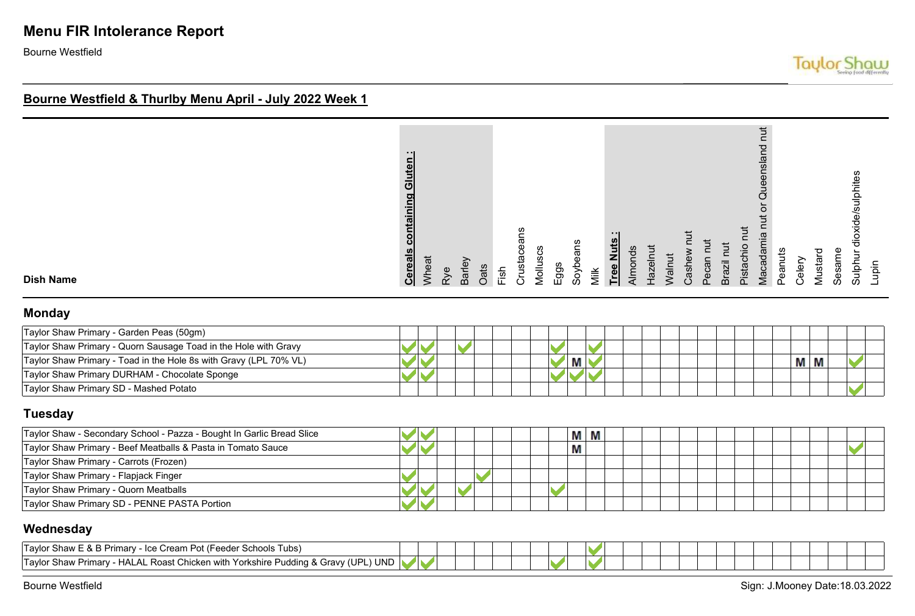# Menu FIR Intolerance Report

Bourne Westfield

## Bourne Westfield & Thurlby Menu April - July 2022 Week 1

| Dish Name | Cereals containing Gluten : | Wheat | Rye | Barley | Oats | Fish | Crustaceans | Molluscs | Eggs | Soybeans | Milk | Tree Nuts : | Almonds | Hazelnut | Walnut | Cashew nut | Pecan nut | Brazil nut | Pistachio nut | Macadamia nut or Queensland nut | Peanuts | Celery | Mustard | Sesame | Sulphur dioxide/sulphites | Lupin |
|---|---|---|---|---|---|---|---|---|---|---|---|---|---|---|---|---|---|---|---|---|---|---|---|---|---|---|
| **Monday** | | | | | | | | | | | | | | | | | | | | | | | | | | |
| Taylor Shaw Primary - Garden Peas (50gm) | | | | | | | | | | | | | | | | | | | | | | | | | | |
| Taylor Shaw Primary - Quorn Sausage Toad in the Hole with Gravy | ✓ | ✓ | | ✓ | | | | | ✓ | | ✓ | | | | | | | | | | | | | | | |
| Taylor Shaw Primary - Toad in the Hole 8s with Gravy (LPL 70% VL) | ✓ | ✓ | | | | | | | ✓ | M | ✓ | | | | | | | | | | | M | M | | ✓ | |
| Taylor Shaw Primary DURHAM - Chocolate Sponge | ✓ | ✓ | | | | | | | ✓ | ✓ | ✓ | | | | | | | | | | | | | | | |
| Taylor Shaw Primary SD - Mashed Potato | | | | | | | | | | | | | | | | | | | | | | | | | ✓ | |
| **Tuesday** | | | | | | | | | | | | | | | | | | | | | | | | | | |
| Taylor Shaw - Secondary School - Pazza - Bought In Garlic Bread Slice | ✓ | ✓ | | | | | | | | M | M | | | | | | | | | | | | | | | |
| Taylor Shaw Primary - Beef Meatballs & Pasta in Tomato Sauce | ✓ | ✓ | | | | | | | | M | | | | | | | | | | | | | | | ✓ | |
| Taylor Shaw Primary - Carrots (Frozen) | | | | | | | | | | | | | | | | | | | | | | | | | | |
| Taylor Shaw Primary - Flapjack Finger | ✓ | | | | ✓ | | | | | | | | | | | | | | | | | | | | | |
| Taylor Shaw Primary - Quorn Meatballs | ✓ | ✓ | | ✓ | | | | | ✓ | | | | | | | | | | | | | | | | | |
| Taylor Shaw Primary SD - PENNE PASTA Portion | ✓ | ✓ | | | | | | | | | | | | | | | | | | | | | | | | |
| **Wednesday** | | | | | | | | | | | | | | | | | | | | | | | | | | |
| Taylor Shaw E & B Primary - Ice Cream Pot (Feeder Schools Tubs) | | | | | | | | | | | ✓ | | | | | | | | | | | | | | | |
| Taylor Shaw Primary - HALAL Roast Chicken with Yorkshire Pudding & Gravy (UPL) UND | ✓ | ✓ | | | | | | | ✓ | | ✓ | | | | | | | | | | | | | | | |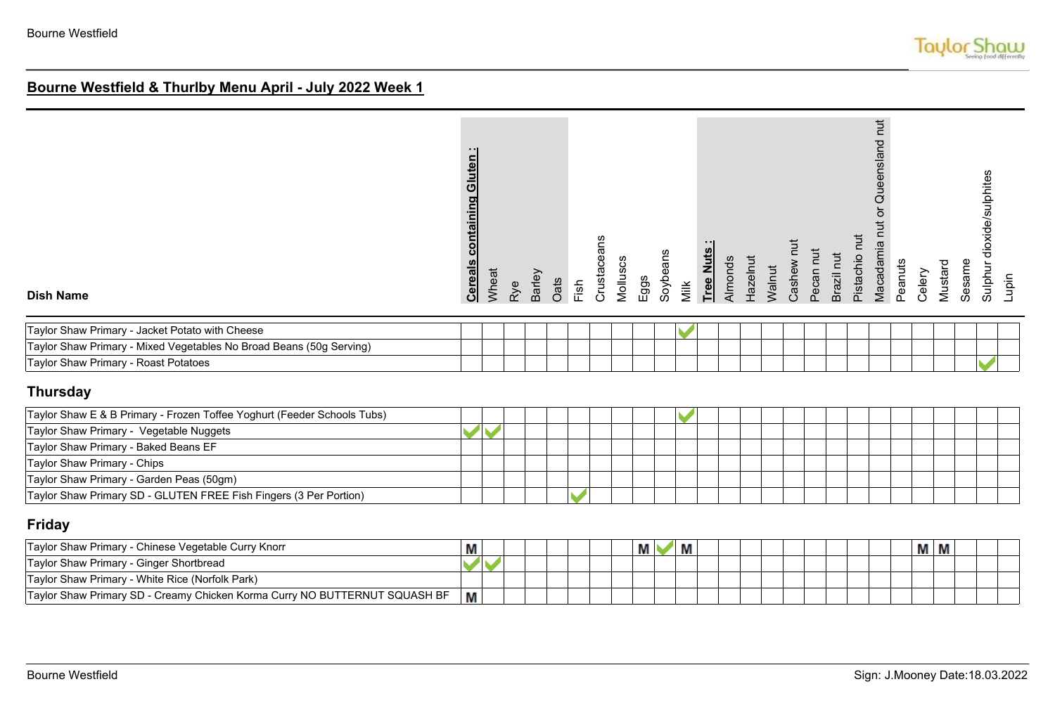## Bourne Westfield & Thurlby Menu April - July 2022 Week 1

| Dish Name | Cereals containing Gluten : | Wheat | Rye | Barley | Oats | Fish | Crustaceans | Molluscs | Eggs | Soybeans | Milk | Tree Nuts : | Almonds | Hazelnut | Walnut | Cashew nut | Pecan nut | Brazil nut | Pistachio nut | Macadamia nut or Queensland nut | Peanuts | Celery | Mustard | Sesame | Sulphur dioxide/sulphites | Lupin |
|---|---|---|---|---|---|---|---|---|---|---|---|---|---|---|---|---|---|---|---|---|---|---|---|---|---|---|
| Taylor Shaw Primary - Jacket Potato with Cheese | | | | | | | | | | | ✓ | | | | | | | | | | | | | | | |
| Taylor Shaw Primary - Mixed Vegetables No Broad Beans (50g Serving) | | | | | | | | | | | | | | | | | | | | | | | | | | |
| Taylor Shaw Primary - Roast Potatoes | | | | | | | | | | | | | | | | | | | | | | | | | ✓ | |

### Thursday

| Dish Name | Cereals containing Gluten : | Wheat | Rye | Barley | Oats | Fish | Crustaceans | Molluscs | Eggs | Soybeans | Milk | Tree Nuts : | Almonds | Hazelnut | Walnut | Cashew nut | Pecan nut | Brazil nut | Pistachio nut | Macadamia nut or Queensland nut | Peanuts | Celery | Mustard | Sesame | Sulphur dioxide/sulphites | Lupin |
|---|---|---|---|---|---|---|---|---|---|---|---|---|---|---|---|---|---|---|---|---|---|---|---|---|---|---|
| Taylor Shaw E & B Primary - Frozen Toffee Yoghurt (Feeder Schools Tubs) | | | | | | | | | | | ✓ | | | | | | | | | | | | | | | |
| Taylor Shaw Primary - Vegetable Nuggets | ✓ | ✓ | | | | | | | | | | | | | | | | | | | | | | | | |
| Taylor Shaw Primary - Baked Beans EF | | | | | | | | | | | | | | | | | | | | | | | | | | |
| Taylor Shaw Primary - Chips | | | | | | | | | | | | | | | | | | | | | | | | | | |
| Taylor Shaw Primary - Garden Peas (50gm) | | | | | | | | | | | | | | | | | | | | | | | | | | |
| Taylor Shaw Primary SD - GLUTEN FREE Fish Fingers (3 Per Portion) | | | | | | ✓ | | | | | | | | | | | | | | | | | | | | |

### Friday

| Dish Name | Cereals containing Gluten : | Wheat | Rye | Barley | Oats | Fish | Crustaceans | Molluscs | Eggs | Soybeans | Milk | Tree Nuts : | Almonds | Hazelnut | Walnut | Cashew nut | Pecan nut | Brazil nut | Pistachio nut | Macadamia nut or Queensland nut | Peanuts | Celery | Mustard | Sesame | Sulphur dioxide/sulphites | Lupin |
|---|---|---|---|---|---|---|---|---|---|---|---|---|---|---|---|---|---|---|---|---|---|---|---|---|---|---|
| Taylor Shaw Primary - Chinese Vegetable Curry Knorr | M | | | | | | | | M | ✓ | M | | | | | | | | | | | M | M | | | |
| Taylor Shaw Primary - Ginger Shortbread | ✓ | ✓ | | | | | | | | | | | | | | | | | | | | | | | | |
| Taylor Shaw Primary - White Rice (Norfolk Park) | | | | | | | | | | | | | | | | | | | | | | | | | | |
| Taylor Shaw Primary SD - Creamy Chicken Korma Curry NO BUTTERNUT SQUASH BF | M | | | | | | | | | | | | | | | | | | | | | | | | | |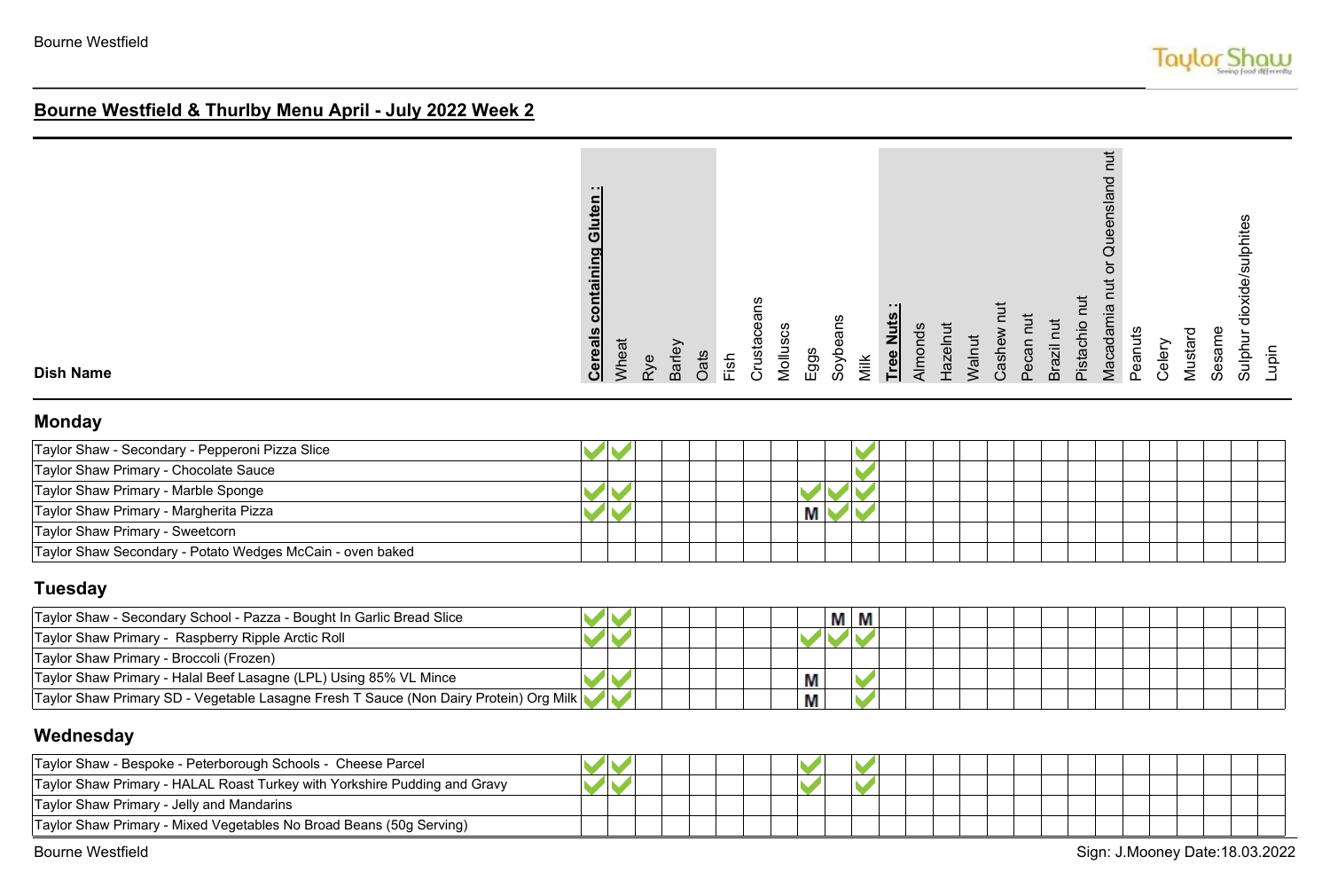## Bourne Westfield & Thurlby Menu April - July 2022 Week 2

| Dish Name | Cereals containing Gluten : | Wheat | Rye | Barley | Oats | Fish | Crustaceans | Molluscs | Eggs | Soybeans | Milk | Tree Nuts : | Almonds | Hazelnut | Walnut | Cashew nut | Pecan nut | Brazil nut | Pistachio nut | Macadamia nut or Queensland nut | Peanuts | Celery | Mustard | Sesame | Sulphur dioxide/sulphites | Lupin |
|---|---|---|---|---|---|---|---|---|---|---|---|---|---|---|---|---|---|---|---|---|---|---|---|---|---|---|
| **Monday** | | | | | | | | | | | | | | | | | | | | | | | | | | |
| Taylor Shaw - Secondary - Pepperoni Pizza Slice | ✓ | ✓ | | | | | | | | | ✓ | | | | | | | | | | | | | | | |
| Taylor Shaw Primary - Chocolate Sauce | | | | | | | | | | | ✓ | | | | | | | | | | | | | | | |
| Taylor Shaw Primary - Marble Sponge | ✓ | ✓ | | | | | | | ✓ | ✓ | ✓ | | | | | | | | | | | | | | | |
| Taylor Shaw Primary - Margherita Pizza | ✓ | ✓ | | | | | | | M | ✓ | ✓ | | | | | | | | | | | | | | | |
| Taylor Shaw Primary - Sweetcorn | | | | | | | | | | | | | | | | | | | | | | | | | | |
| Taylor Shaw Secondary - Potato Wedges McCain - oven baked | | | | | | | | | | | | | | | | | | | | | | | | | | |
| **Tuesday** | | | | | | | | | | | | | | | | | | | | | | | | | | |
| Taylor Shaw - Secondary School - Pazza - Bought In Garlic Bread Slice | ✓ | ✓ | | | | | | | | M | M | | | | | | | | | | | | | | | |
| Taylor Shaw Primary - Raspberry Ripple Arctic Roll | ✓ | ✓ | | | | | | | ✓ | ✓ | ✓ | | | | | | | | | | | | | | | |
| Taylor Shaw Primary - Broccoli (Frozen) | | | | | | | | | | | | | | | | | | | | | | | | | | |
| Taylor Shaw Primary - Halal Beef Lasagne (LPL) Using 85% VL Mince | ✓ | ✓ | | | | | | | M | | ✓ | | | | | | | | | | | | | | | |
| Taylor Shaw Primary SD - Vegetable Lasagne Fresh T Sauce (Non Dairy Protein) Org Milk | ✓ | ✓ | | | | | | | M | | ✓ | | | | | | | | | | | | | | | |
| **Wednesday** | | | | | | | | | | | | | | | | | | | | | | | | | | |
| Taylor Shaw - Bespoke - Peterborough Schools - Cheese Parcel | ✓ | ✓ | | | | | | | ✓ | | ✓ | | | | | | | | | | | | | | | |
| Taylor Shaw Primary - HALAL Roast Turkey with Yorkshire Pudding and Gravy | ✓ | ✓ | | | | | | | ✓ | | ✓ | | | | | | | | | | | | | | | |
| Taylor Shaw Primary - Jelly and Mandarins | | | | | | | | | | | | | | | | | | | | | | | | | | |
| Taylor Shaw Primary - Mixed Vegetables No Broad Beans (50g Serving) | | | | | | | | | | | | | | | | | | | | | | | | | | |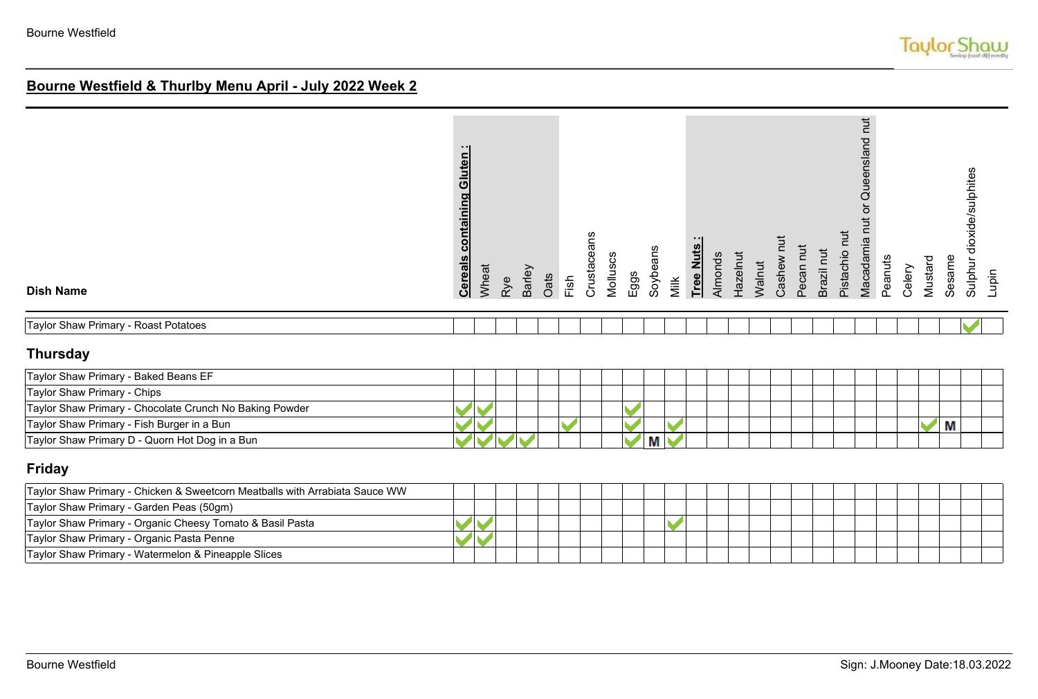## Bourne Westfield & Thurlby Menu April - July 2022 Week 2

| Dish Name | Cereals containing Gluten : | Wheat | Rye | Barley | Oats | Fish | Crustaceans | Molluscs | Eggs | Soybeans | Milk | Tree Nuts : | Almonds | Hazelnut | Walnut | Cashew nut | Pecan nut | Brazil nut | Pistachio nut | Macadamia nut or Queensland nut | Peanuts | Celery | Mustard | Sesame | Sulphur dioxide/sulphites | Lupin |
|---|---|---|---|---|---|---|---|---|---|---|---|---|---|---|---|---|---|---|---|---|---|---|---|---|---|---|
| Taylor Shaw Primary - Roast Potatoes | | | | | | | | | | | | | | | | | | | | | | | | | ✔ | |

### Thursday

| Dish Name | Cereals containing Gluten : | Wheat | Rye | Barley | Oats | Fish | Crustaceans | Molluscs | Eggs | Soybeans | Milk | Tree Nuts : | Almonds | Hazelnut | Walnut | Cashew nut | Pecan nut | Brazil nut | Pistachio nut | Macadamia nut or Queensland nut | Peanuts | Celery | Mustard | Sesame | Sulphur dioxide/sulphites | Lupin |
|---|---|---|---|---|---|---|---|---|---|---|---|---|---|---|---|---|---|---|---|---|---|---|---|---|---|---|
| Taylor Shaw Primary - Baked Beans EF | | | | | | | | | | | | | | | | | | | | | | | | | | |
| Taylor Shaw Primary - Chips | | | | | | | | | | | | | | | | | | | | | | | | | | |
| Taylor Shaw Primary - Chocolate Crunch No Baking Powder | ✔ | ✔ | | | | | | | ✔ | | | | | | | | | | | | | | | | | |
| Taylor Shaw Primary - Fish Burger in a Bun | ✔ | ✔ | | | | ✔ | | | ✔ | | ✔ | | | | | | | | | | | | ✔ | M | | |
| Taylor Shaw Primary D - Quorn Hot Dog in a Bun | ✔ | ✔ | ✔ | ✔ | | | | | ✔ | M | ✔ | | | | | | | | | | | | | | | |

### Friday

| Dish Name | Cereals containing Gluten : | Wheat | Rye | Barley | Oats | Fish | Crustaceans | Molluscs | Eggs | Soybeans | Milk | Tree Nuts : | Almonds | Hazelnut | Walnut | Cashew nut | Pecan nut | Brazil nut | Pistachio nut | Macadamia nut or Queensland nut | Peanuts | Celery | Mustard | Sesame | Sulphur dioxide/sulphites | Lupin |
|---|---|---|---|---|---|---|---|---|---|---|---|---|---|---|---|---|---|---|---|---|---|---|---|---|---|---|
| Taylor Shaw Primary - Chicken & Sweetcorn Meatballs with Arrabiata Sauce WW | | | | | | | | | | | | | | | | | | | | | | | | | | |
| Taylor Shaw Primary - Garden Peas (50gm) | | | | | | | | | | | | | | | | | | | | | | | | | | |
| Taylor Shaw Primary - Organic Cheesy Tomato & Basil Pasta | ✔ | ✔ | | | | | | | | | ✔ | | | | | | | | | | | | | | | |
| Taylor Shaw Primary - Organic Pasta Penne | ✔ | ✔ | | | | | | | | | | | | | | | | | | | | | | | | |
| Taylor Shaw Primary - Watermelon & Pineapple Slices | | | | | | | | | | | | | | | | | | | | | | | | | | |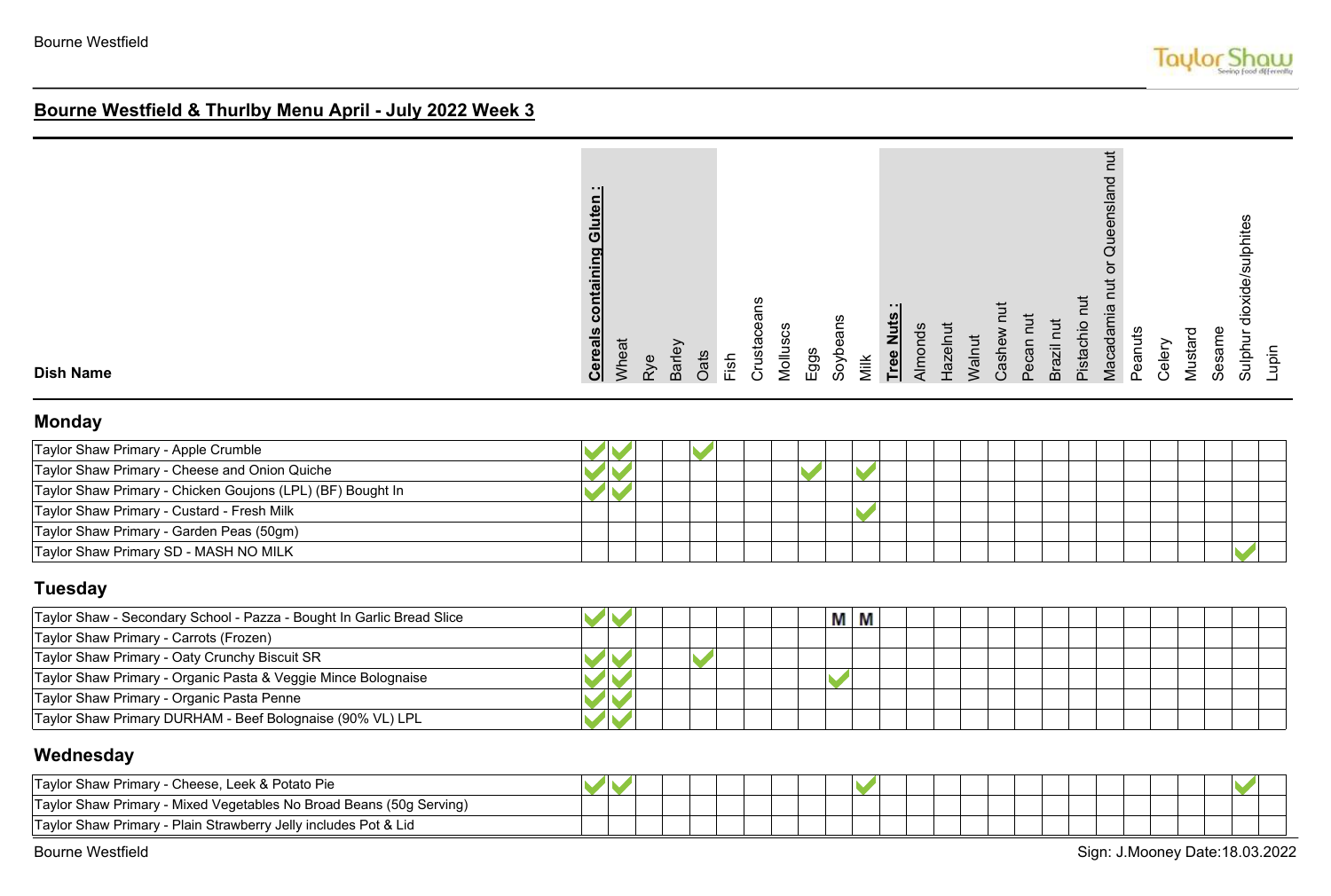## Bourne Westfield & Thurlby Menu April - July 2022 Week 3

| Dish Name | Cereals containing Gluten : | Wheat | Rye | Barley | Oats | Fish | Crustaceans | Molluscs | Eggs | Soybeans | Milk | Tree Nuts : | Almonds | Hazelnut | Walnut | Cashew nut | Pecan nut | Brazil nut | Pistachio nut | Macadamia nut or Queensland nut | Peanuts | Celery | Mustard | Sesame | Sulphur dioxide/sulphites | Lupin |
|---|---|---|---|---|---|---|---|---|---|---|---|---|---|---|---|---|---|---|---|---|---|---|---|---|---|---|
| **Monday** | | | | | | | | | | | | | | | | | | | | | | | | | | |
| Taylor Shaw Primary - Apple Crumble | ✓ | ✓ | | | ✓ | | | | | | | | | | | | | | | | | | | | | |
| Taylor Shaw Primary - Cheese and Onion Quiche | ✓ | ✓ | | | | | | | ✓ | | ✓ | | | | | | | | | | | | | | | |
| Taylor Shaw Primary - Chicken Goujons (LPL) (BF) Bought In | ✓ | ✓ | | | | | | | | | | | | | | | | | | | | | | | | |
| Taylor Shaw Primary - Custard - Fresh Milk | | | | | | | | | | | ✓ | | | | | | | | | | | | | | | |
| Taylor Shaw Primary - Garden Peas (50gm) | | | | | | | | | | | | | | | | | | | | | | | | | | |
| Taylor Shaw Primary SD - MASH NO MILK | | | | | | | | | | | | | | | | | | | | | | | | | ✓ | |
| **Tuesday** | | | | | | | | | | | | | | | | | | | | | | | | | | |
| Taylor Shaw - Secondary School - Pazza - Bought In Garlic Bread Slice | ✓ | ✓ | | | | | | | | M | M | | | | | | | | | | | | | | | |
| Taylor Shaw Primary - Carrots (Frozen) | | | | | | | | | | | | | | | | | | | | | | | | | | |
| Taylor Shaw Primary - Oaty Crunchy Biscuit SR | ✓ | ✓ | | | ✓ | | | | | | | | | | | | | | | | | | | | | |
| Taylor Shaw Primary - Organic Pasta & Veggie Mince Bolognaise | ✓ | ✓ | | | | | | | | ✓ | | | | | | | | | | | | | | | | |
| Taylor Shaw Primary - Organic Pasta Penne | ✓ | ✓ | | | | | | | | | | | | | | | | | | | | | | | | |
| Taylor Shaw Primary DURHAM - Beef Bolognaise (90% VL) LPL | ✓ | ✓ | | | | | | | | | | | | | | | | | | | | | | | | |
| **Wednesday** | | | | | | | | | | | | | | | | | | | | | | | | | | |
| Taylor Shaw Primary - Cheese, Leek & Potato Pie | ✓ | ✓ | | | | | | | | | ✓ | | | | | | | | | | | | | | ✓ | |
| Taylor Shaw Primary - Mixed Vegetables No Broad Beans (50g Serving) | | | | | | | | | | | | | | | | | | | | | | | | | | |
| Taylor Shaw Primary - Plain Strawberry Jelly includes Pot & Lid | | | | | | | | | | | | | | | | | | | | | | | | | | |

Sign: J.Mooney Date:18.03.2022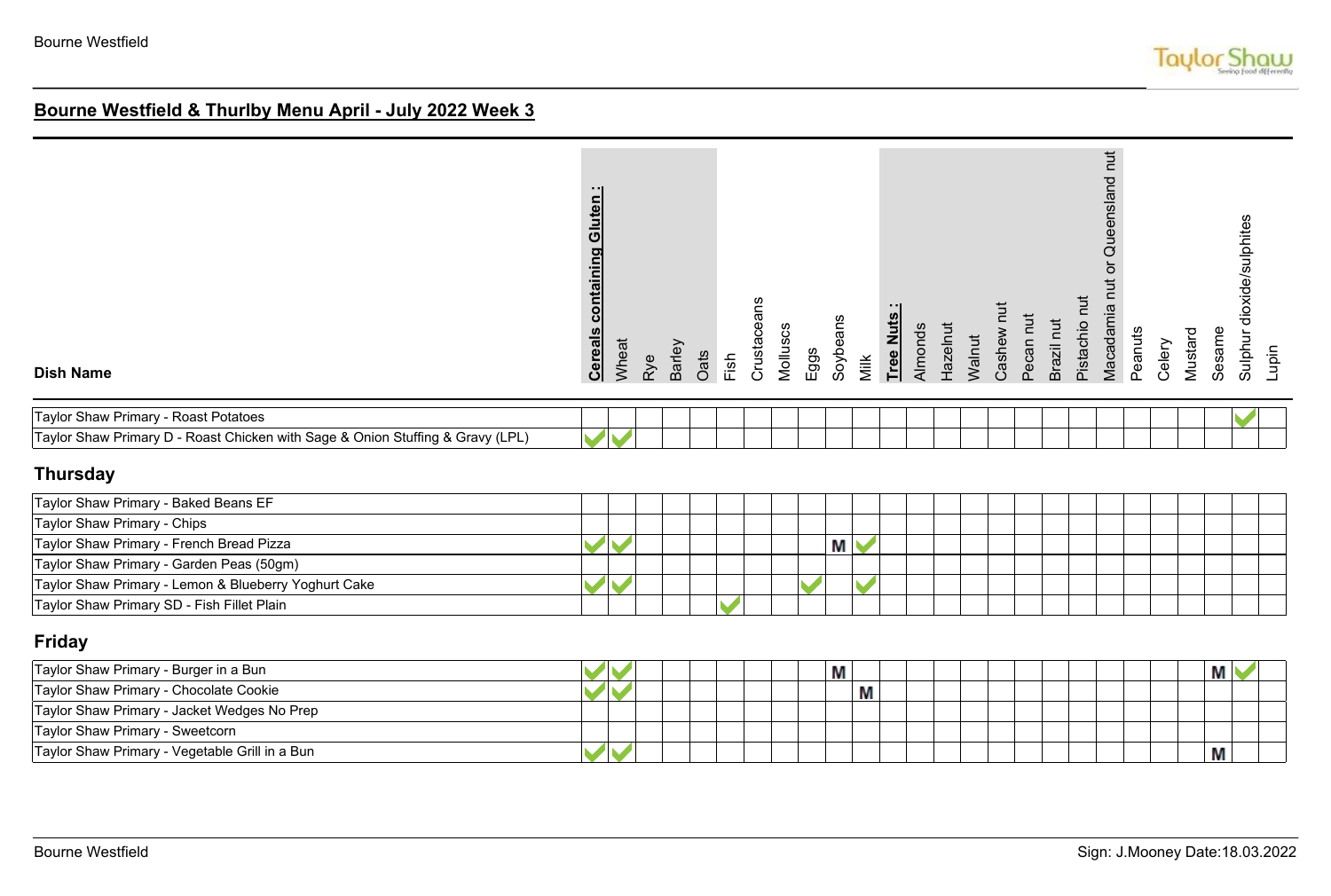## Bourne Westfield & Thurlby Menu April - July 2022 Week 3

| Dish Name | Cereals containing Gluten : | Wheat | Rye | Barley | Oats | Fish | Crustaceans | Molluscs | Eggs | Soybeans | Milk | Tree Nuts : | Almonds | Hazelnut | Walnut | Cashew nut | Pecan nut | Brazil nut | Pistachio nut | Macadamia nut or Queensland nut | Peanuts | Celery | Mustard | Sesame | Sulphur dioxide/sulphites | Lupin |
|---|---|---|---|---|---|---|---|---|---|---|---|---|---|---|---|---|---|---|---|---|---|---|---|---|---|---|
| Taylor Shaw Primary - Roast Potatoes | | | | | | | | | | | | | | | | | | | | | | | | | ✓ | |
| Taylor Shaw Primary D - Roast Chicken with Sage & Onion Stuffing & Gravy (LPL) | ✓ | ✓ | | | | | | | | | | | | | | | | | | | | | | | | |

### Thursday

| Dish Name | Cereals containing Gluten : | Wheat | Rye | Barley | Oats | Fish | Crustaceans | Molluscs | Eggs | Soybeans | Milk | Tree Nuts : | Almonds | Hazelnut | Walnut | Cashew nut | Pecan nut | Brazil nut | Pistachio nut | Macadamia nut or Queensland nut | Peanuts | Celery | Mustard | Sesame | Sulphur dioxide/sulphites | Lupin |
|---|---|---|---|---|---|---|---|---|---|---|---|---|---|---|---|---|---|---|---|---|---|---|---|---|---|---|
| Taylor Shaw Primary - Baked Beans EF | | | | | | | | | | | | | | | | | | | | | | | | | | |
| Taylor Shaw Primary - Chips | | | | | | | | | | | | | | | | | | | | | | | | | | |
| Taylor Shaw Primary - French Bread Pizza | ✓ | ✓ | | | | | | | | M | ✓ | | | | | | | | | | | | | | | |
| Taylor Shaw Primary - Garden Peas (50gm) | | | | | | | | | | | | | | | | | | | | | | | | | | |
| Taylor Shaw Primary - Lemon & Blueberry Yoghurt Cake | ✓ | ✓ | | | | | | | ✓ | | ✓ | | | | | | | | | | | | | | | |
| Taylor Shaw Primary SD - Fish Fillet Plain | | | | | | ✓ | | | | | | | | | | | | | | | | | | | | |

### Friday

| Dish Name | Cereals containing Gluten : | Wheat | Rye | Barley | Oats | Fish | Crustaceans | Molluscs | Eggs | Soybeans | Milk | Tree Nuts : | Almonds | Hazelnut | Walnut | Cashew nut | Pecan nut | Brazil nut | Pistachio nut | Macadamia nut or Queensland nut | Peanuts | Celery | Mustard | Sesame | Sulphur dioxide/sulphites | Lupin |
|---|---|---|---|---|---|---|---|---|---|---|---|---|---|---|---|---|---|---|---|---|---|---|---|---|---|---|
| Taylor Shaw Primary - Burger in a Bun | ✓ | ✓ | | | | | | | | M | | | | | | | | | | | | | | M | ✓ | |
| Taylor Shaw Primary - Chocolate Cookie | ✓ | ✓ | | | | | | | | | M | | | | | | | | | | | | | | | |
| Taylor Shaw Primary - Jacket Wedges No Prep | | | | | | | | | | | | | | | | | | | | | | | | | | |
| Taylor Shaw Primary - Sweetcorn | | | | | | | | | | | | | | | | | | | | | | | | | | |
| Taylor Shaw Primary - Vegetable Grill in a Bun | ✓ | ✓ | | | | | | | | | | | | | | | | | | | | | | M | | |

Sign: J.Mooney Date:18.03.2022